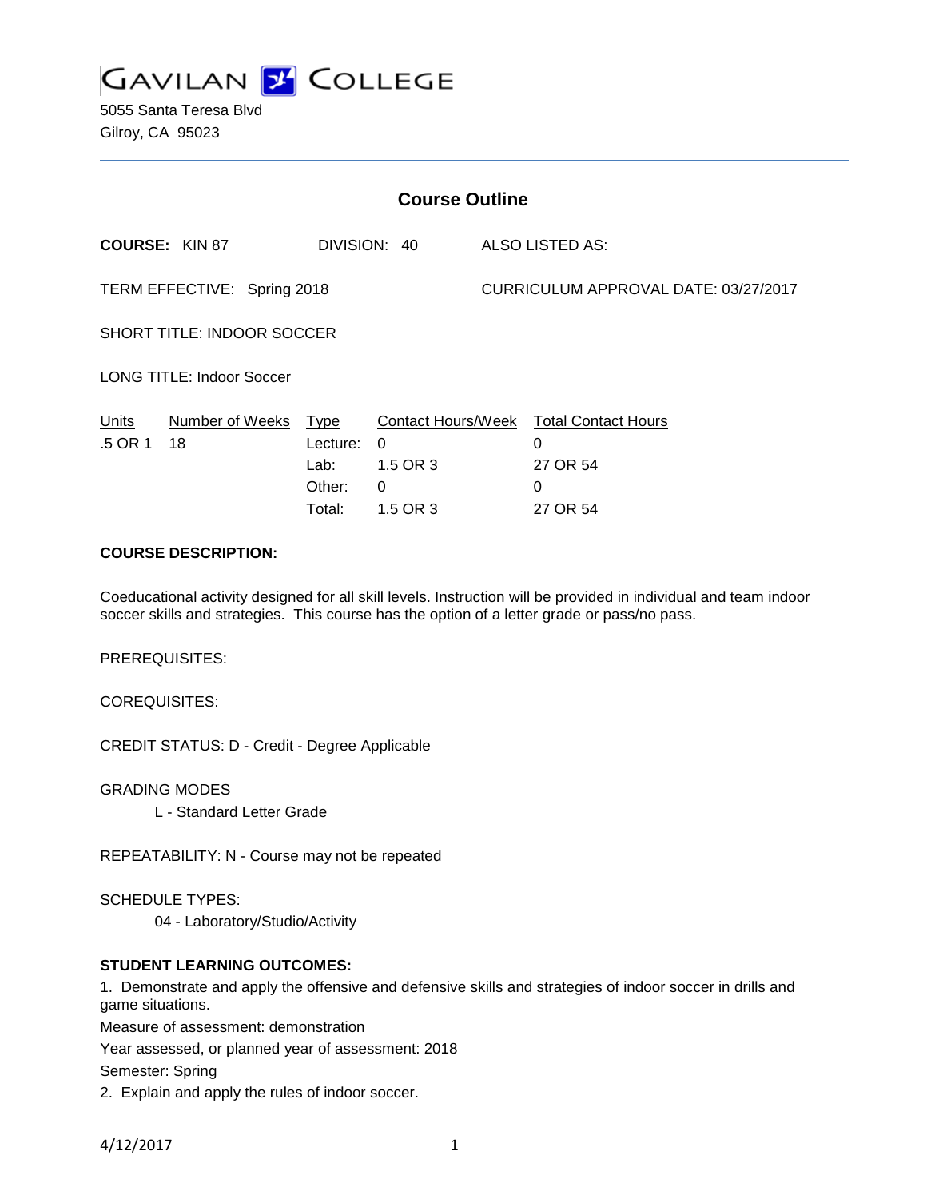# GAVILAN COLLEGE

5055 Santa Teresa Blvd
Gilroy, CA 95023

## Course Outline

**COURSE:** KIN 87 DIVISION: 40 ALSO LISTED AS:

TERM EFFECTIVE: Spring 2018 CURRICULUM APPROVAL DATE: 03/27/2017

SHORT TITLE: INDOOR SOCCER

LONG TITLE: Indoor Soccer

| Units | Number of Weeks | Type | Contact Hours/Week | Total Contact Hours |
|---|---|---|---|---|
| .5 OR 1 | 18 | Lecture: | 0 | 0 |
| | | Lab: | 1.5 OR 3 | 27 OR 54 |
| | | Other: | 0 | 0 |
| | | Total: | 1.5 OR 3 | 27 OR 54 |

**COURSE DESCRIPTION:**

Coeducational activity designed for all skill levels. Instruction will be provided in individual and team indoor soccer skills and strategies. This course has the option of a letter grade or pass/no pass.

PREREQUISITES:

COREQUISITES:

CREDIT STATUS: D - Credit - Degree Applicable

GRADING MODES

L - Standard Letter Grade

REPEATABILITY: N - Course may not be repeated

SCHEDULE TYPES:

04 - Laboratory/Studio/Activity

**STUDENT LEARNING OUTCOMES:**

1. Demonstrate and apply the offensive and defensive skills and strategies of indoor soccer in drills and game situations.

Measure of assessment: demonstration

Year assessed, or planned year of assessment: 2018

Semester: Spring

2. Explain and apply the rules of indoor soccer.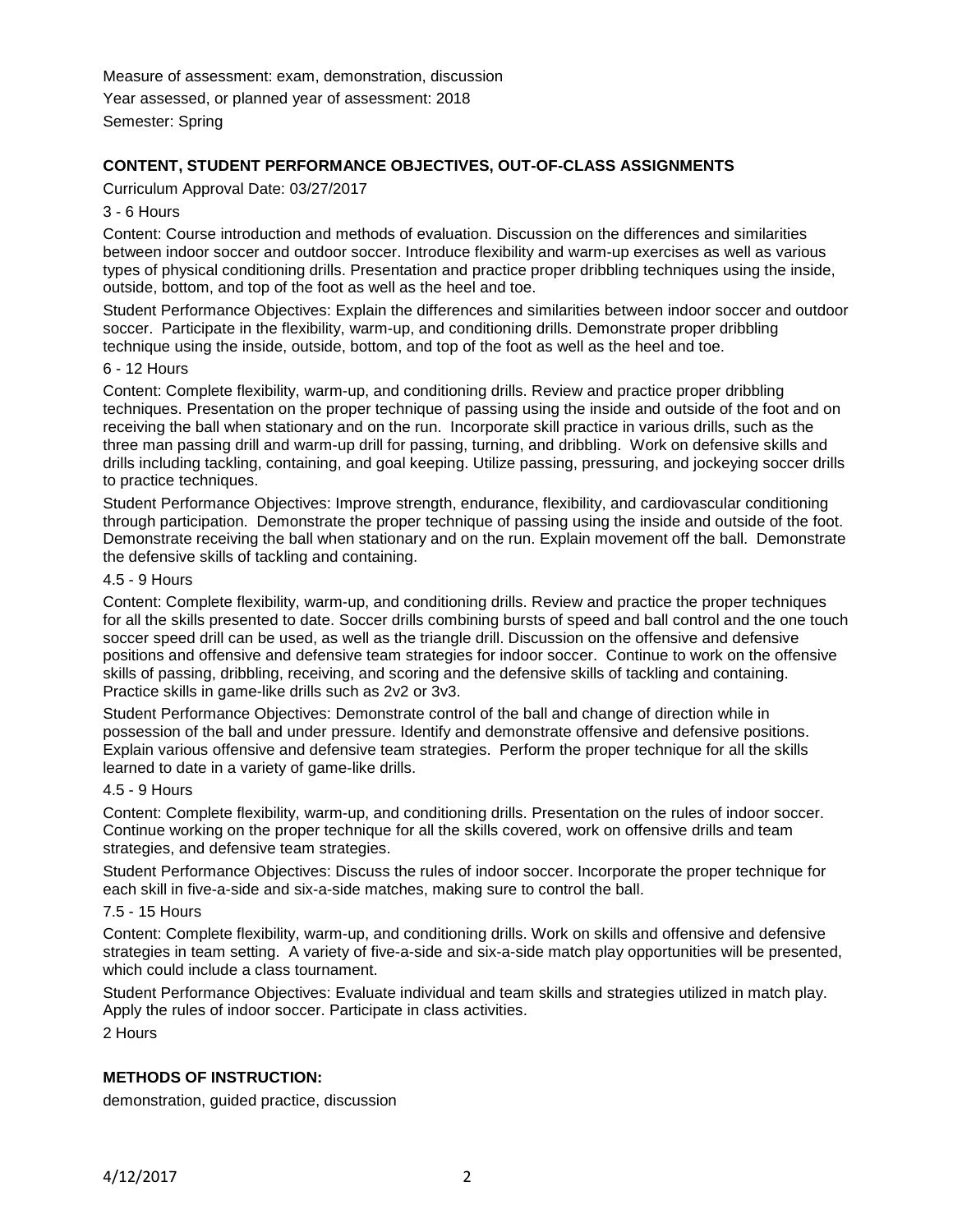Measure of assessment: exam, demonstration, discussion

Year assessed, or planned year of assessment: 2018

Semester: Spring

## CONTENT, STUDENT PERFORMANCE OBJECTIVES, OUT-OF-CLASS ASSIGNMENTS

Curriculum Approval Date: 03/27/2017

3 - 6 Hours

Content: Course introduction and methods of evaluation. Discussion on the differences and similarities between indoor soccer and outdoor soccer. Introduce flexibility and warm-up exercises as well as various types of physical conditioning drills. Presentation and practice proper dribbling techniques using the inside, outside, bottom, and top of the foot as well as the heel and toe.

Student Performance Objectives: Explain the differences and similarities between indoor soccer and outdoor soccer. Participate in the flexibility, warm-up, and conditioning drills. Demonstrate proper dribbling technique using the inside, outside, bottom, and top of the foot as well as the heel and toe.

6 - 12 Hours

Content: Complete flexibility, warm-up, and conditioning drills. Review and practice proper dribbling techniques. Presentation on the proper technique of passing using the inside and outside of the foot and on receiving the ball when stationary and on the run. Incorporate skill practice in various drills, such as the three man passing drill and warm-up drill for passing, turning, and dribbling. Work on defensive skills and drills including tackling, containing, and goal keeping. Utilize passing, pressuring, and jockeying soccer drills to practice techniques.

Student Performance Objectives: Improve strength, endurance, flexibility, and cardiovascular conditioning through participation. Demonstrate the proper technique of passing using the inside and outside of the foot. Demonstrate receiving the ball when stationary and on the run. Explain movement off the ball. Demonstrate the defensive skills of tackling and containing.

4.5 - 9 Hours

Content: Complete flexibility, warm-up, and conditioning drills. Review and practice the proper techniques for all the skills presented to date. Soccer drills combining bursts of speed and ball control and the one touch soccer speed drill can be used, as well as the triangle drill. Discussion on the offensive and defensive positions and offensive and defensive team strategies for indoor soccer. Continue to work on the offensive skills of passing, dribbling, receiving, and scoring and the defensive skills of tackling and containing. Practice skills in game-like drills such as 2v2 or 3v3.

Student Performance Objectives: Demonstrate control of the ball and change of direction while in possession of the ball and under pressure. Identify and demonstrate offensive and defensive positions. Explain various offensive and defensive team strategies. Perform the proper technique for all the skills learned to date in a variety of game-like drills.

4.5 - 9 Hours

Content: Complete flexibility, warm-up, and conditioning drills. Presentation on the rules of indoor soccer. Continue working on the proper technique for all the skills covered, work on offensive drills and team strategies, and defensive team strategies.

Student Performance Objectives: Discuss the rules of indoor soccer. Incorporate the proper technique for each skill in five-a-side and six-a-side matches, making sure to control the ball.

7.5 - 15 Hours

Content: Complete flexibility, warm-up, and conditioning drills. Work on skills and offensive and defensive strategies in team setting. A variety of five-a-side and six-a-side match play opportunities will be presented, which could include a class tournament.

Student Performance Objectives: Evaluate individual and team skills and strategies utilized in match play. Apply the rules of indoor soccer. Participate in class activities.

2 Hours

## METHODS OF INSTRUCTION:

demonstration, guided practice, discussion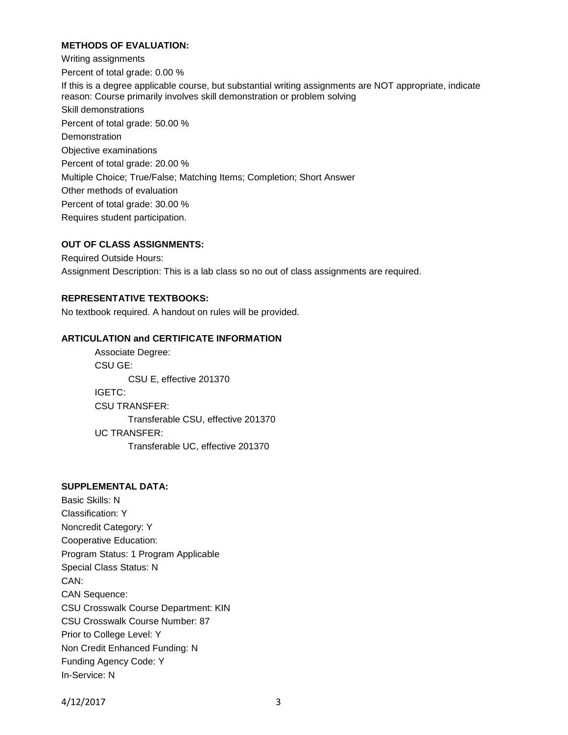**METHODS OF EVALUATION:**

Writing assignments

Percent of total grade: 0.00 %

If this is a degree applicable course, but substantial writing assignments are NOT appropriate, indicate reason: Course primarily involves skill demonstration or problem solving

Skill demonstrations

Percent of total grade: 50.00 %

Demonstration

Objective examinations

Percent of total grade: 20.00 %

Multiple Choice; True/False; Matching Items; Completion; Short Answer

Other methods of evaluation

Percent of total grade: 30.00 %

Requires student participation.

**OUT OF CLASS ASSIGNMENTS:**

Required Outside Hours:

Assignment Description: This is a lab class so no out of class assignments are required.

**REPRESENTATIVE TEXTBOOKS:**

No textbook required. A handout on rules will be provided.

**ARTICULATION and CERTIFICATE INFORMATION**

- Associate Degree:
- CSU GE:
  - CSU E, effective 201370
- IGETC:
- CSU TRANSFER:
  - Transferable CSU, effective 201370
- UC TRANSFER:
  - Transferable UC, effective 201370

**SUPPLEMENTAL DATA:**

Basic Skills: N

Classification: Y

Noncredit Category: Y

Cooperative Education:

Program Status: 1 Program Applicable

Special Class Status: N

CAN:

CAN Sequence:

CSU Crosswalk Course Department: KIN

CSU Crosswalk Course Number: 87

Prior to College Level: Y

Non Credit Enhanced Funding: N

Funding Agency Code: Y

In-Service: N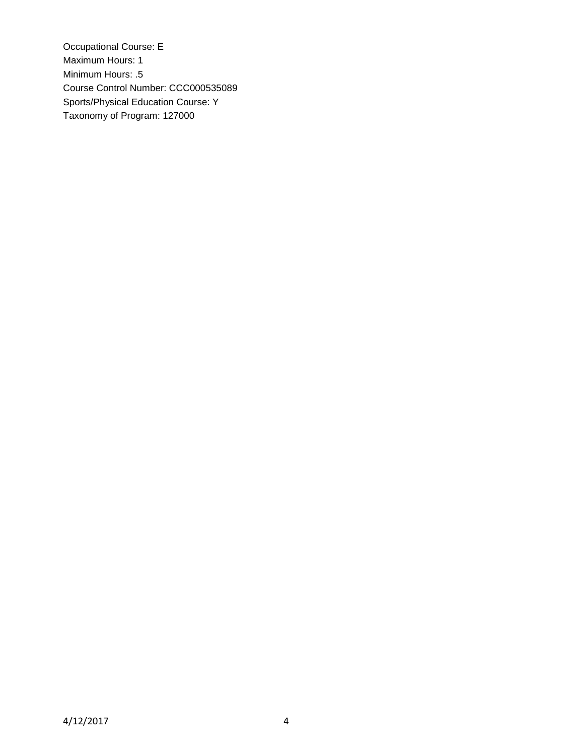Occupational Course: E
Maximum Hours: 1
Minimum Hours: .5
Course Control Number: CCC000535089
Sports/Physical Education Course: Y
Taxonomy of Program: 127000